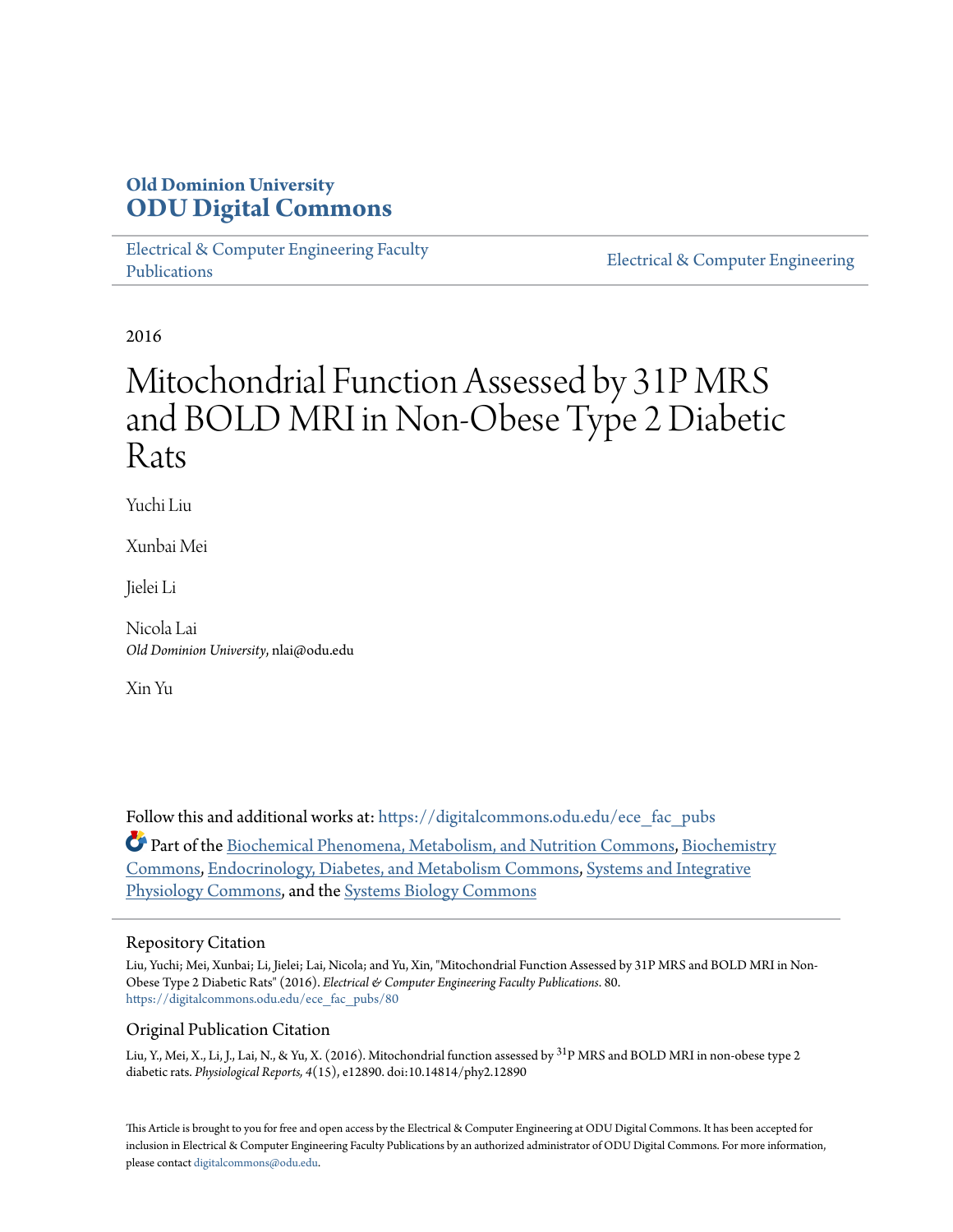**Old Dominion University**
**ODU Digital Commons**

Electrical & Computer Engineering Faculty Publications | Electrical & Computer Engineering

2016

# Mitochondrial Function Assessed by 31P MRS and BOLD MRI in Non-Obese Type 2 Diabetic Rats

Yuchi Liu

Xunbai Mei

Jielei Li

Nicola Lai
*Old Dominion University*, nlai@odu.edu

Xin Yu

Follow this and additional works at: https://digitalcommons.odu.edu/ece_fac_pubs

Part of the Biochemical Phenomena, Metabolism, and Nutrition Commons, Biochemistry Commons, Endocrinology, Diabetes, and Metabolism Commons, Systems and Integrative Physiology Commons, and the Systems Biology Commons

## Repository Citation

Liu, Yuchi; Mei, Xunbai; Li, Jielei; Lai, Nicola; and Yu, Xin, "Mitochondrial Function Assessed by 31P MRS and BOLD MRI in Non-Obese Type 2 Diabetic Rats" (2016). *Electrical & Computer Engineering Faculty Publications*. 80.
https://digitalcommons.odu.edu/ece_fac_pubs/80

## Original Publication Citation

Liu, Y., Mei, X., Li, J., Lai, N., & Yu, X. (2016). Mitochondrial function assessed by $^{31}$P MRS and BOLD MRI in non-obese type 2 diabetic rats. *Physiological Reports, 4*(15), e12890. doi:10.14814/phy2.12890

This Article is brought to you for free and open access by the Electrical & Computer Engineering at ODU Digital Commons. It has been accepted for inclusion in Electrical & Computer Engineering Faculty Publications by an authorized administrator of ODU Digital Commons. For more information, please contact digitalcommons@odu.edu.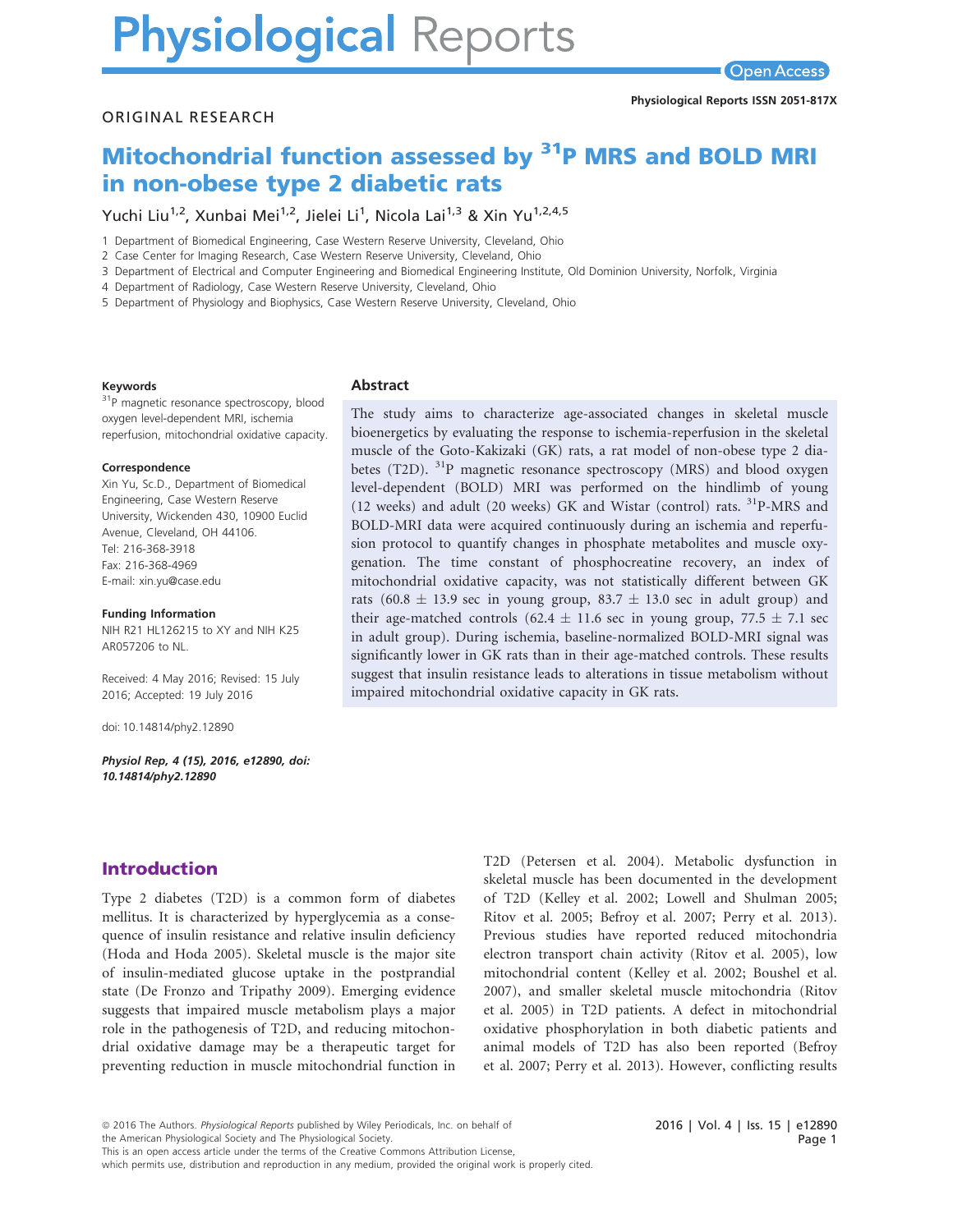# Mitochondrial function assessed by $^{31}$P MRS and BOLD MRI in non-obese type 2 diabetic rats

Yuchi Liu[1,2], Xunbai Mei[1,2], Jielei Li[1], Nicola Lai[1,3] & Xin Yu[1,2,4,5]

1 Department of Biomedical Engineering, Case Western Reserve University, Cleveland, Ohio
2 Case Center for Imaging Research, Case Western Reserve University, Cleveland, Ohio
3 Department of Electrical and Computer Engineering and Biomedical Engineering Institute, Old Dominion University, Norfolk, Virginia
4 Department of Radiology, Case Western Reserve University, Cleveland, Ohio
5 Department of Physiology and Biophysics, Case Western Reserve University, Cleveland, Ohio

ORIGINAL RESEARCH

**Keywords**
$^{31}$P magnetic resonance spectroscopy, blood oxygen level-dependent MRI, ischemia reperfusion, mitochondrial oxidative capacity.

**Correspondence**
Xin Yu, Sc.D., Department of Biomedical Engineering, Case Western Reserve University, Wickenden 430, 10900 Euclid Avenue, Cleveland, OH 44106.
Tel: 216-368-3918
Fax: 216-368-4969
E-mail: xin.yu@case.edu

**Funding Information**
NIH R21 HL126215 to XY and NIH K25 AR057206 to NL.

Received: 4 May 2016; Revised: 15 July 2016; Accepted: 19 July 2016

doi: 10.14814/phy2.12890

*Physiol Rep, 4 (15), 2016, e12890, doi: 10.14814/phy2.12890*

## Abstract

The study aims to characterize age-associated changes in skeletal muscle bioenergetics by evaluating the response to ischemia-reperfusion in the skeletal muscle of the Goto-Kakizaki (GK) rats, a rat model of non-obese type 2 diabetes (T2D). $^{31}$P magnetic resonance spectroscopy (MRS) and blood oxygen level-dependent (BOLD) MRI was performed on the hindlimb of young (12 weeks) and adult (20 weeks) GK and Wistar (control) rats. $^{31}$P-MRS and BOLD-MRI data were acquired continuously during an ischemia and reperfusion protocol to quantify changes in phosphate metabolites and muscle oxygenation. The time constant of phosphocreatine recovery, an index of mitochondrial oxidative capacity, was not statistically different between GK rats ($60.8 \pm 13.9$ sec in young group, $83.7 \pm 13.0$ sec in adult group) and their age-matched controls ($62.4 \pm 11.6$ sec in young group, $77.5 \pm 7.1$ sec in adult group). During ischemia, baseline-normalized BOLD-MRI signal was significantly lower in GK rats than in their age-matched controls. These results suggest that insulin resistance leads to alterations in tissue metabolism without impaired mitochondrial oxidative capacity in GK rats.

## Introduction

Type 2 diabetes (T2D) is a common form of diabetes mellitus. It is characterized by hyperglycemia as a consequence of insulin resistance and relative insulin deficiency (Hoda and Hoda 2005). Skeletal muscle is the major site of insulin-mediated glucose uptake in the postprandial state (De Fronzo and Tripathy 2009). Emerging evidence suggests that impaired muscle metabolism plays a major role in the pathogenesis of T2D, and reducing mitochondrial oxidative damage may be a therapeutic target for preventing reduction in muscle mitochondrial function in T2D (Petersen et al. 2004). Metabolic dysfunction in skeletal muscle has been documented in the development of T2D (Kelley et al. 2002; Lowell and Shulman 2005; Ritov et al. 2005; Befroy et al. 2007; Perry et al. 2013). Previous studies have reported reduced mitochondria electron transport chain activity (Ritov et al. 2005), low mitochondrial content (Kelley et al. 2002; Boushel et al. 2007), and smaller skeletal muscle mitochondria (Ritov et al. 2005) in T2D patients. A defect in mitochondrial oxidative phosphorylation in both diabetic patients and animal models of T2D has also been reported (Befroy et al. 2007; Perry et al. 2013). However, conflicting results

© 2016 The Authors. *Physiological Reports* published by Wiley Periodicals, Inc. on behalf of the American Physiological Society and The Physiological Society.
This is an open access article under the terms of the Creative Commons Attribution License, which permits use, distribution and reproduction in any medium, provided the original work is properly cited.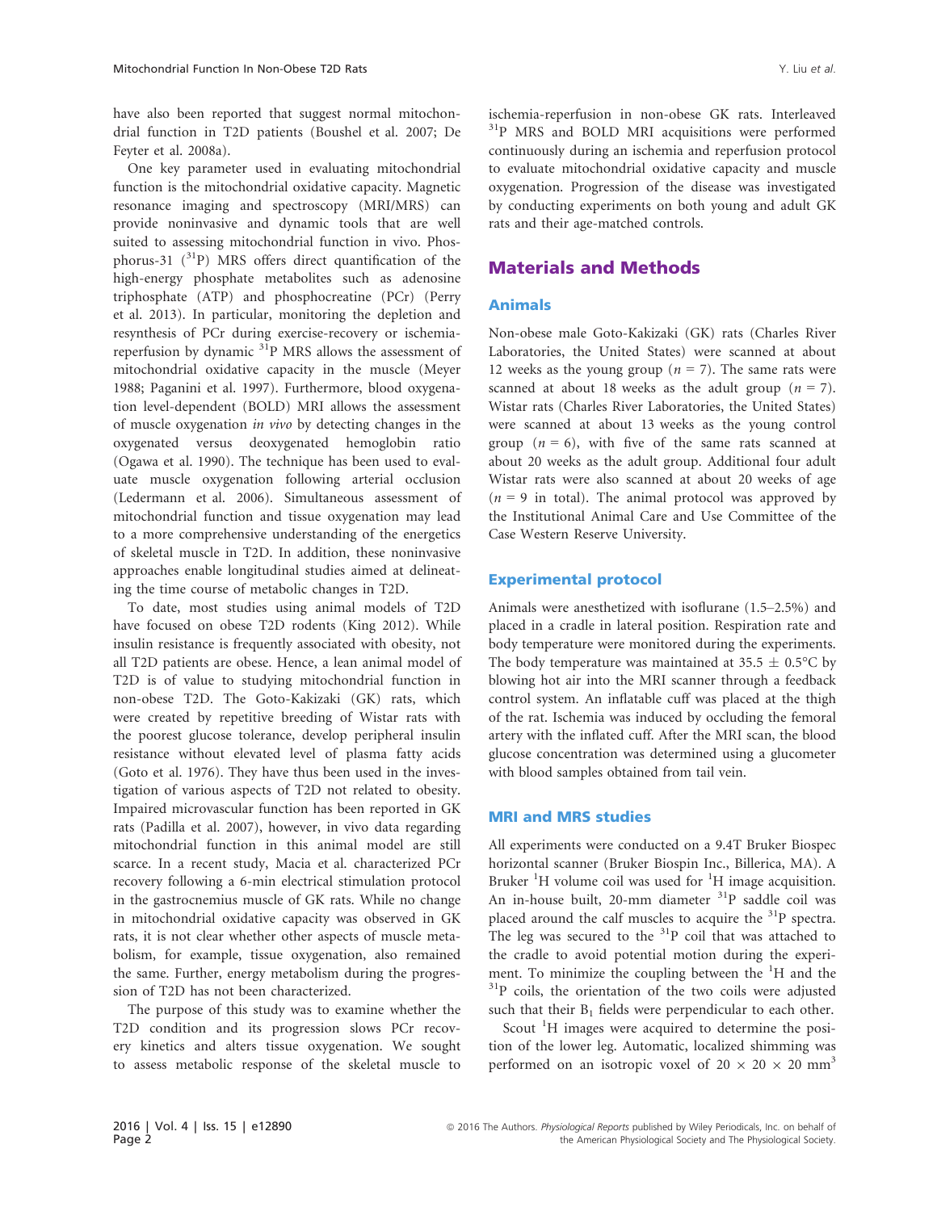have also been reported that suggest normal mitochondrial function in T2D patients (Boushel et al. 2007; De Feyter et al. 2008a).

One key parameter used in evaluating mitochondrial function is the mitochondrial oxidative capacity. Magnetic resonance imaging and spectroscopy (MRI/MRS) can provide noninvasive and dynamic tools that are well suited to assessing mitochondrial function in vivo. Phosphorus-31 ($^{31}$P) MRS offers direct quantification of the high-energy phosphate metabolites such as adenosine triphosphate (ATP) and phosphocreatine (PCr) (Perry et al. 2013). In particular, monitoring the depletion and resynthesis of PCr during exercise-recovery or ischemia-reperfusion by dynamic $^{31}$P MRS allows the assessment of mitochondrial oxidative capacity in the muscle (Meyer 1988; Paganini et al. 1997). Furthermore, blood oxygenation level-dependent (BOLD) MRI allows the assessment of muscle oxygenation *in vivo* by detecting changes in the oxygenated versus deoxygenated hemoglobin ratio (Ogawa et al. 1990). The technique has been used to evaluate muscle oxygenation following arterial occlusion (Ledermann et al. 2006). Simultaneous assessment of mitochondrial function and tissue oxygenation may lead to a more comprehensive understanding of the energetics of skeletal muscle in T2D. In addition, these noninvasive approaches enable longitudinal studies aimed at delineating the time course of metabolic changes in T2D.

To date, most studies using animal models of T2D have focused on obese T2D rodents (King 2012). While insulin resistance is frequently associated with obesity, not all T2D patients are obese. Hence, a lean animal model of T2D is of value to studying mitochondrial function in non-obese T2D. The Goto-Kakizaki (GK) rats, which were created by repetitive breeding of Wistar rats with the poorest glucose tolerance, develop peripheral insulin resistance without elevated level of plasma fatty acids (Goto et al. 1976). They have thus been used in the investigation of various aspects of T2D not related to obesity. Impaired microvascular function has been reported in GK rats (Padilla et al. 2007), however, in vivo data regarding mitochondrial function in this animal model are still scarce. In a recent study, Macia et al. characterized PCr recovery following a 6-min electrical stimulation protocol in the gastrocnemius muscle of GK rats. While no change in mitochondrial oxidative capacity was observed in GK rats, it is not clear whether other aspects of muscle metabolism, for example, tissue oxygenation, also remained the same. Further, energy metabolism during the progression of T2D has not been characterized.

The purpose of this study was to examine whether the T2D condition and its progression slows PCr recovery kinetics and alters tissue oxygenation. We sought to assess metabolic response of the skeletal muscle to ischemia-reperfusion in non-obese GK rats. Interleaved $^{31}$P MRS and BOLD MRI acquisitions were performed continuously during an ischemia and reperfusion protocol to evaluate mitochondrial oxidative capacity and muscle oxygenation. Progression of the disease was investigated by conducting experiments on both young and adult GK rats and their age-matched controls.

## Materials and Methods

### Animals

Non-obese male Goto-Kakizaki (GK) rats (Charles River Laboratories, the United States) were scanned at about 12 weeks as the young group ($n = 7$). The same rats were scanned at about 18 weeks as the adult group ($n = 7$). Wistar rats (Charles River Laboratories, the United States) were scanned at about 13 weeks as the young control group ($n = 6$), with five of the same rats scanned at about 20 weeks as the adult group. Additional four adult Wistar rats were also scanned at about 20 weeks of age ($n = 9$ in total). The animal protocol was approved by the Institutional Animal Care and Use Committee of the Case Western Reserve University.

### Experimental protocol

Animals were anesthetized with isoflurane (1.5–2.5%) and placed in a cradle in lateral position. Respiration rate and body temperature were monitored during the experiments. The body temperature was maintained at $35.5 \pm 0.5°C$ by blowing hot air into the MRI scanner through a feedback control system. An inflatable cuff was placed at the thigh of the rat. Ischemia was induced by occluding the femoral artery with the inflated cuff. After the MRI scan, the blood glucose concentration was determined using a glucometer with blood samples obtained from tail vein.

### MRI and MRS studies

All experiments were conducted on a 9.4T Bruker Biospec horizontal scanner (Bruker Biospin Inc., Billerica, MA). A Bruker $^{1}$H volume coil was used for $^{1}$H image acquisition. An in-house built, 20-mm diameter $^{31}$P saddle coil was placed around the calf muscles to acquire the $^{31}$P spectra. The leg was secured to the $^{31}$P coil that was attached to the cradle to avoid potential motion during the experiment. To minimize the coupling between the $^{1}$H and the $^{31}$P coils, the orientation of the two coils were adjusted such that their $B_1$ fields were perpendicular to each other.

Scout $^{1}$H images were acquired to determine the position of the lower leg. Automatic, localized shimming was performed on an isotropic voxel of $20 \times 20 \times 20$ mm$^3$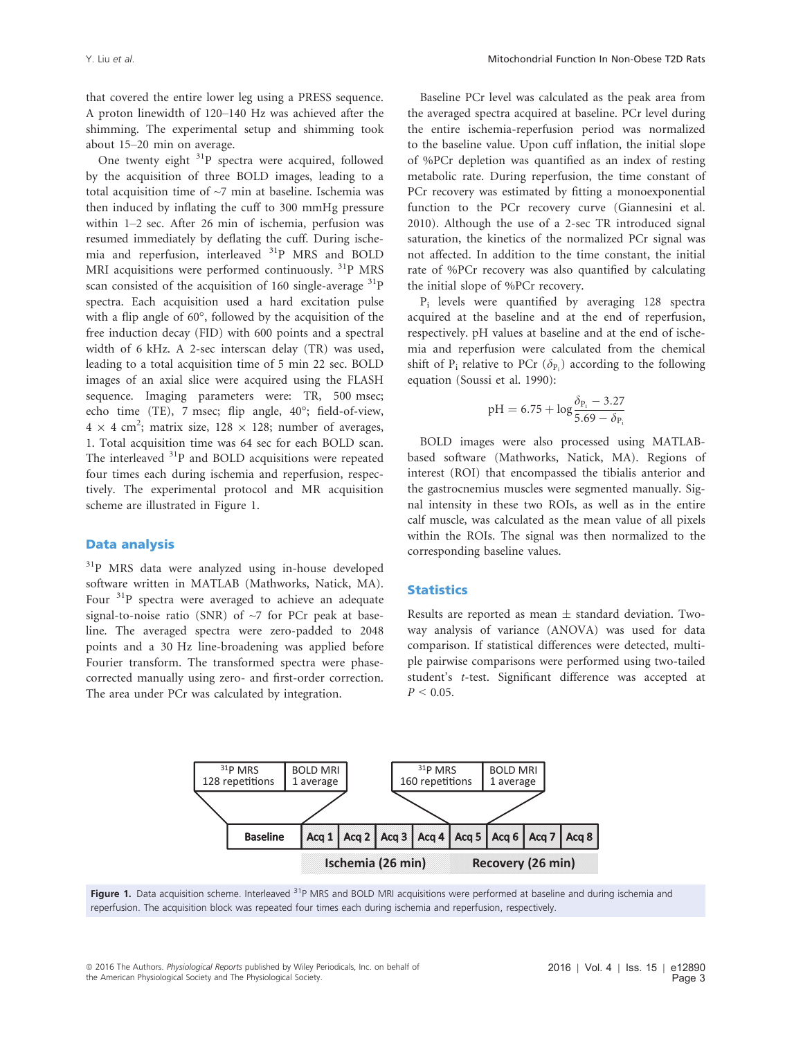that covered the entire lower leg using a PRESS sequence. A proton linewidth of 120–140 Hz was achieved after the shimming. The experimental setup and shimming took about 15–20 min on average.

One twenty eight $^{31}$P spectra were acquired, followed by the acquisition of three BOLD images, leading to a total acquisition time of ~7 min at baseline. Ischemia was then induced by inflating the cuff to 300 mmHg pressure within 1–2 sec. After 26 min of ischemia, perfusion was resumed immediately by deflating the cuff. During ischemia and reperfusion, interleaved $^{31}$P MRS and BOLD MRI acquisitions were performed continuously. $^{31}$P MRS scan consisted of the acquisition of 160 single-average $^{31}$P spectra. Each acquisition used a hard excitation pulse with a flip angle of 60°, followed by the acquisition of the free induction decay (FID) with 600 points and a spectral width of 6 kHz. A 2-sec interscan delay (TR) was used, leading to a total acquisition time of 5 min 22 sec. BOLD images of an axial slice were acquired using the FLASH sequence. Imaging parameters were: TR, 500 msec; echo time (TE), 7 msec; flip angle, 40°; field-of-view, 4 × 4 cm$^2$; matrix size, 128 × 128; number of averages, 1. Total acquisition time was 64 sec for each BOLD scan. The interleaved $^{31}$P and BOLD acquisitions were repeated four times each during ischemia and reperfusion, respectively. The experimental protocol and MR acquisition scheme are illustrated in Figure 1.

## Data analysis

$^{31}$P MRS data were analyzed using in-house developed software written in MATLAB (Mathworks, Natick, MA). Four $^{31}$P spectra were averaged to achieve an adequate signal-to-noise ratio (SNR) of ~7 for PCr peak at baseline. The averaged spectra were zero-padded to 2048 points and a 30 Hz line-broadening was applied before Fourier transform. The transformed spectra were phase-corrected manually using zero- and first-order correction. The area under PCr was calculated by integration.

Baseline PCr level was calculated as the peak area from the averaged spectra acquired at baseline. PCr level during the entire ischemia-reperfusion period was normalized to the baseline value. Upon cuff inflation, the initial slope of %PCr depletion was quantified as an index of resting metabolic rate. During reperfusion, the time constant of PCr recovery was estimated by fitting a monoexponential function to the PCr recovery curve (Giannesini et al. 2010). Although the use of a 2-sec TR introduced signal saturation, the kinetics of the normalized PCr signal was not affected. In addition to the time constant, the initial rate of %PCr recovery was also quantified by calculating the initial slope of %PCr recovery.

$P_i$ levels were quantified by averaging 128 spectra acquired at the baseline and at the end of reperfusion, respectively. pH values at baseline and at the end of ischemia and reperfusion were calculated from the chemical shift of $P_i$ relative to PCr ($\delta_{P_i}$) according to the following equation (Soussi et al. 1990):

$$\mathrm{pH} = 6.75 + \log\frac{\delta_{P_i} - 3.27}{5.69 - \delta_{P_i}}$$

BOLD images were also processed using MATLAB-based software (Mathworks, Natick, MA). Regions of interest (ROI) that encompassed the tibialis anterior and the gastrocnemius muscles were segmented manually. Signal intensity in these two ROIs, as well as in the entire calf muscle, was calculated as the mean value of all pixels within the ROIs. The signal was then normalized to the corresponding baseline values.

## Statistics

Results are reported as mean ± standard deviation. Two-way analysis of variance (ANOVA) was used for data comparison. If statistical differences were detected, multiple pairwise comparisons were performed using two-tailed student's *t*-test. Significant difference was accepted at $P < 0.05$.

| $^{31}$P MRS 128 repetitions | BOLD MRI 1 average | | | | | $^{31}$P MRS 160 repetitions | BOLD MRI 1 average | |
|---|---|---|---|---|---|---|---|---|
| Baseline | Acq 1 | Acq 2 | Acq 3 | Acq 4 | Acq 5 | Acq 6 | Acq 7 | Acq 8 |
| | Ischemia (26 min) | | | | Recovery (26 min) | | | |

**Figure 1.** Data acquisition scheme. Interleaved $^{31}$P MRS and BOLD MRI acquisitions were performed at baseline and during ischemia and reperfusion. The acquisition block was repeated four times each during ischemia and reperfusion, respectively.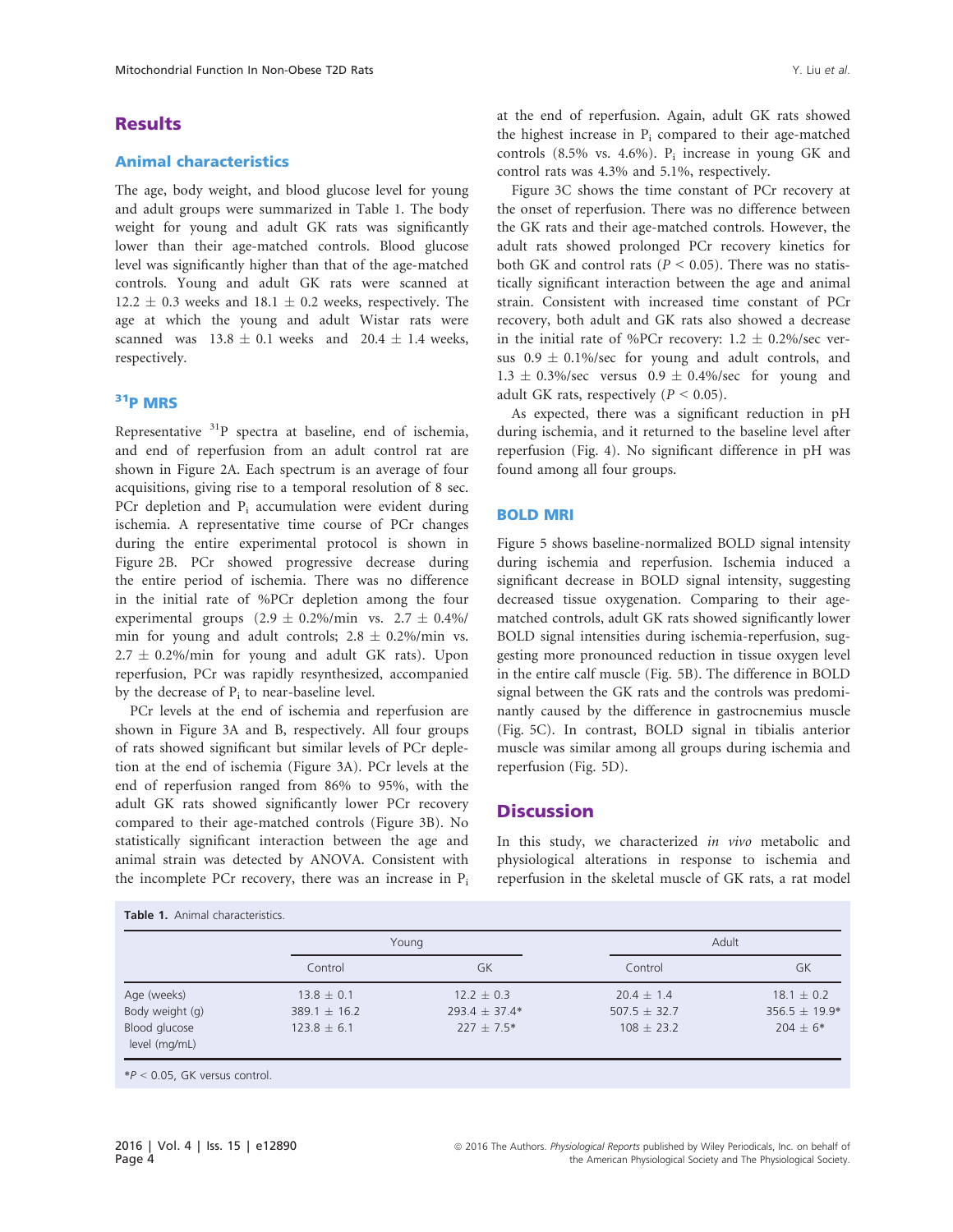## Results

### Animal characteristics

The age, body weight, and blood glucose level for young and adult groups were summarized in Table 1. The body weight for young and adult GK rats was significantly lower than their age-matched controls. Blood glucose level was significantly higher than that of the age-matched controls. Young and adult GK rats were scanned at 12.2 ± 0.3 weeks and 18.1 ± 0.2 weeks, respectively. The age at which the young and adult Wistar rats were scanned was 13.8 ± 0.1 weeks and 20.4 ± 1.4 weeks, respectively.

### $^{31}$P MRS

Representative $^{31}$P spectra at baseline, end of ischemia, and end of reperfusion from an adult control rat are shown in Figure 2A. Each spectrum is an average of four acquisitions, giving rise to a temporal resolution of 8 sec. PCr depletion and $P_i$ accumulation were evident during ischemia. A representative time course of PCr changes during the entire experimental protocol is shown in Figure 2B. PCr showed progressive decrease during the entire period of ischemia. There was no difference in the initial rate of %PCr depletion among the four experimental groups (2.9 ± 0.2%/min vs. 2.7 ± 0.4%/min for young and adult controls; 2.8 ± 0.2%/min vs. 2.7 ± 0.2%/min for young and adult GK rats). Upon reperfusion, PCr was rapidly resynthesized, accompanied by the decrease of $P_i$ to near-baseline level.

PCr levels at the end of ischemia and reperfusion are shown in Figure 3A and B, respectively. All four groups of rats showed significant but similar levels of PCr depletion at the end of ischemia (Figure 3A). PCr levels at the end of reperfusion ranged from 86% to 95%, with the adult GK rats showed significantly lower PCr recovery compared to their age-matched controls (Figure 3B). No statistically significant interaction between the age and animal strain was detected by ANOVA. Consistent with the incomplete PCr recovery, there was an increase in $P_i$ at the end of reperfusion. Again, adult GK rats showed the highest increase in $P_i$ compared to their age-matched controls (8.5% vs. 4.6%). $P_i$ increase in young GK and control rats was 4.3% and 5.1%, respectively.

Figure 3C shows the time constant of PCr recovery at the onset of reperfusion. There was no difference between the GK rats and their age-matched controls. However, the adult rats showed prolonged PCr recovery kinetics for both GK and control rats ($P < 0.05$). There was no statistically significant interaction between the age and animal strain. Consistent with increased time constant of PCr recovery, both adult and GK rats also showed a decrease in the initial rate of %PCr recovery: 1.2 ± 0.2%/sec versus 0.9 ± 0.1%/sec for young and adult controls, and 1.3 ± 0.3%/sec versus 0.9 ± 0.4%/sec for young and adult GK rats, respectively ($P < 0.05$).

As expected, there was a significant reduction in pH during ischemia, and it returned to the baseline level after reperfusion (Fig. 4). No significant difference in pH was found among all four groups.

### BOLD MRI

Figure 5 shows baseline-normalized BOLD signal intensity during ischemia and reperfusion. Ischemia induced a significant decrease in BOLD signal intensity, suggesting decreased tissue oxygenation. Comparing to their age-matched controls, adult GK rats showed significantly lower BOLD signal intensities during ischemia-reperfusion, suggesting more pronounced reduction in tissue oxygen level in the entire calf muscle (Fig. 5B). The difference in BOLD signal between the GK rats and the controls was predominantly caused by the difference in gastrocnemius muscle (Fig. 5C). In contrast, BOLD signal in tibialis anterior muscle was similar among all groups during ischemia and reperfusion (Fig. 5D).

## Discussion

In this study, we characterized *in vivo* metabolic and physiological alterations in response to ischemia and reperfusion in the skeletal muscle of GK rats, a rat model

**Table 1.** Animal characteristics.

| | Young | | Adult | |
|---|---|---|---|---|
| | Control | GK | Control | GK |
| Age (weeks) | 13.8 ± 0.1 | 12.2 ± 0.3 | 20.4 ± 1.4 | 18.1 ± 0.2 |
| Body weight (g) | 389.1 ± 16.2 | 293.4 ± 37.4* | 507.5 ± 32.7 | 356.5 ± 19.9* |
| Blood glucose level (mg/mL) | 123.8 ± 6.1 | 227 ± 7.5* | 108 ± 23.2 | 204 ± 6* |

*$P < 0.05$, GK versus control.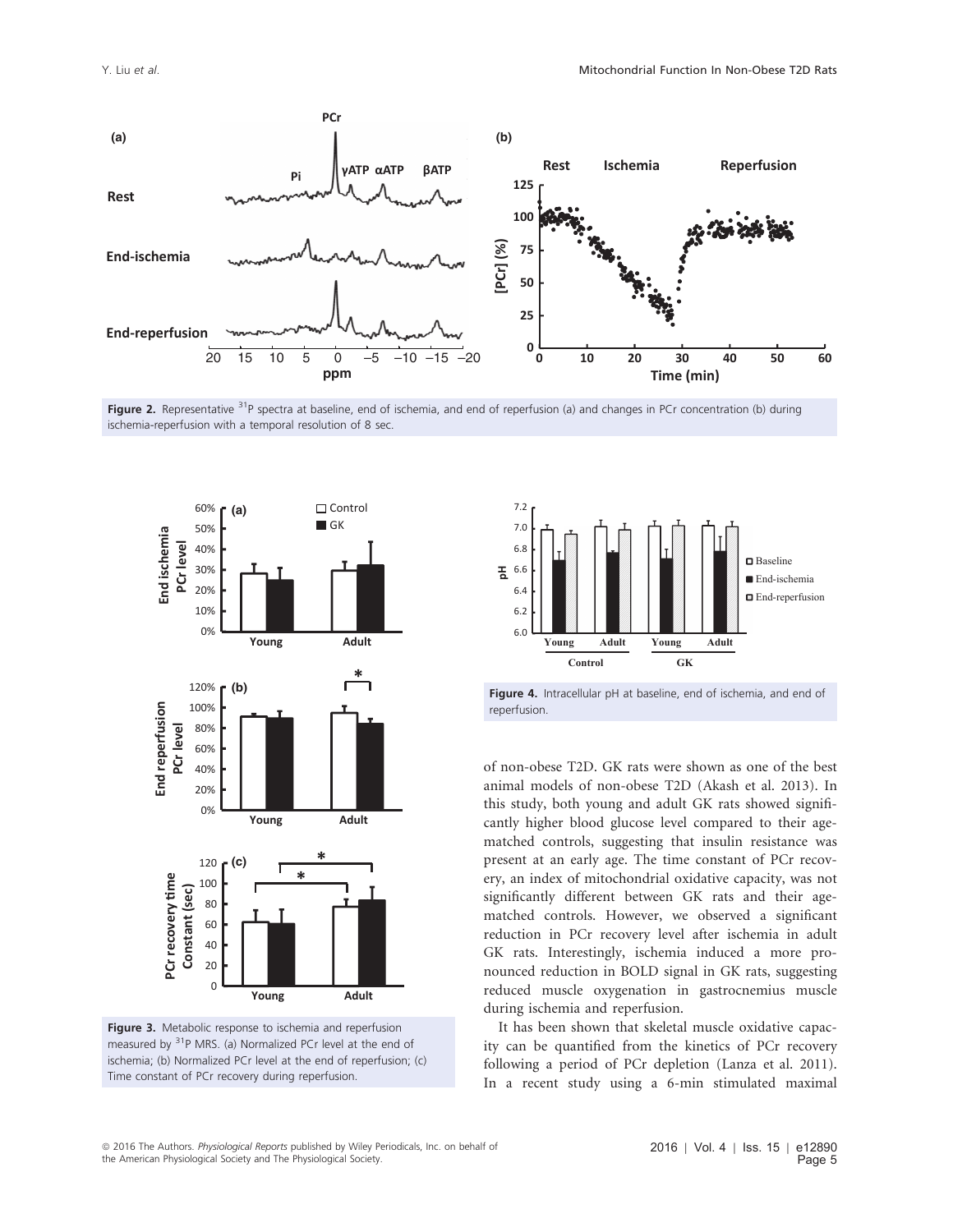Figure 2. Representative $^{31}P$ spectra at baseline, end of ischemia, and end of reperfusion (a) and changes in PCr concentration (b) during ischemia-reperfusion with a temporal resolution of 8 sec.

Figure 3. Metabolic response to ischemia and reperfusion measured by $^{31}P$ MRS. (a) Normalized PCr level at the end of ischemia; (b) Normalized PCr level at the end of reperfusion; (c) Time constant of PCr recovery during reperfusion.

Figure 4. Intracellular pH at baseline, end of ischemia, and end of reperfusion.

of non-obese T2D. GK rats were shown as one of the best animal models of non-obese T2D (Akash et al. 2013). In this study, both young and adult GK rats showed significantly higher blood glucose level compared to their age-matched controls, suggesting that insulin resistance was present at an early age. The time constant of PCr recovery, an index of mitochondrial oxidative capacity, was not significantly different between GK rats and their age-matched controls. However, we observed a significant reduction in PCr recovery level after ischemia in adult GK rats. Interestingly, ischemia induced a more pronounced reduction in BOLD signal in GK rats, suggesting reduced muscle oxygenation in gastrocnemius muscle during ischemia and reperfusion.

It has been shown that skeletal muscle oxidative capacity can be quantified from the kinetics of PCr recovery following a period of PCr depletion (Lanza et al. 2011). In a recent study using a 6-min stimulated maximal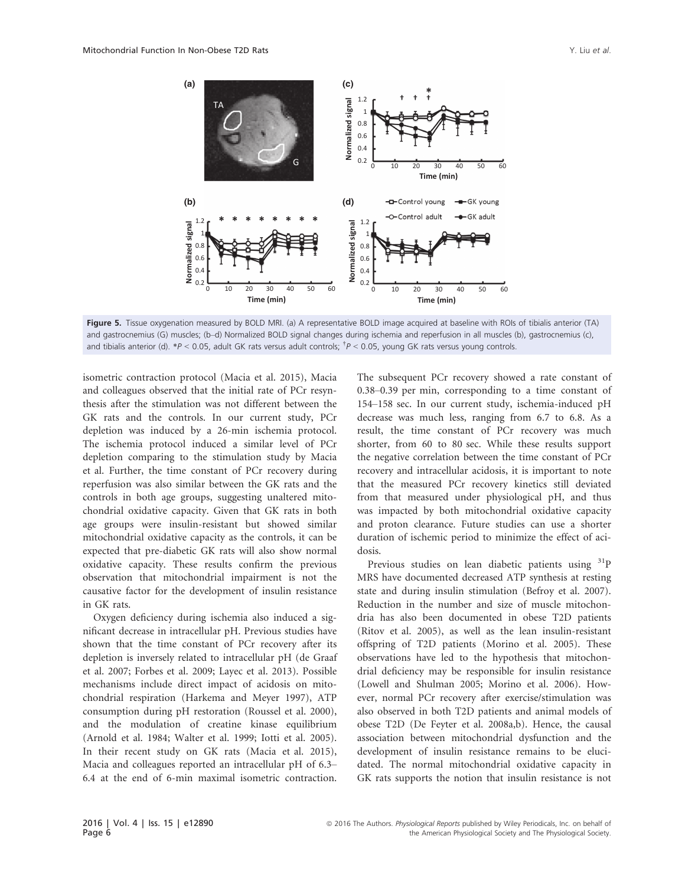**Figure 5.** Tissue oxygenation measured by BOLD MRI. (a) A representative BOLD image acquired at baseline with ROIs of tibialis anterior (TA) and gastrocnemius (G) muscles; (b–d) Normalized BOLD signal changes during ischemia and reperfusion in all muscles (b), gastrocnemius (c), and tibialis anterior (d). \*$P < 0.05$, adult GK rats versus adult controls; †$P < 0.05$, young GK rats versus young controls.

isometric contraction protocol (Macia et al. 2015), Macia and colleagues observed that the initial rate of PCr resynthesis after the stimulation was not different between the GK rats and the controls. In our current study, PCr depletion was induced by a 26-min ischemia protocol. The ischemia protocol induced a similar level of PCr depletion comparing to the stimulation study by Macia et al. Further, the time constant of PCr recovery during reperfusion was also similar between the GK rats and the controls in both age groups, suggesting unaltered mitochondrial oxidative capacity. Given that GK rats in both age groups were insulin-resistant but showed similar mitochondrial oxidative capacity as the controls, it can be expected that pre-diabetic GK rats will also show normal oxidative capacity. These results confirm the previous observation that mitochondrial impairment is not the causative factor for the development of insulin resistance in GK rats.

Oxygen deficiency during ischemia also induced a significant decrease in intracellular pH. Previous studies have shown that the time constant of PCr recovery after its depletion is inversely related to intracellular pH (de Graaf et al. 2007; Forbes et al. 2009; Layec et al. 2013). Possible mechanisms include direct impact of acidosis on mitochondrial respiration (Harkema and Meyer 1997), ATP consumption during pH restoration (Roussel et al. 2000), and the modulation of creatine kinase equilibrium (Arnold et al. 1984; Walter et al. 1999; Iotti et al. 2005). In their recent study on GK rats (Macia et al. 2015), Macia and colleagues reported an intracellular pH of 6.3–6.4 at the end of 6-min maximal isometric contraction. The subsequent PCr recovery showed a rate constant of 0.38–0.39 per min, corresponding to a time constant of 154–158 sec. In our current study, ischemia-induced pH decrease was much less, ranging from 6.7 to 6.8. As a result, the time constant of PCr recovery was much shorter, from 60 to 80 sec. While these results support the negative correlation between the time constant of PCr recovery and intracellular acidosis, it is important to note that the measured PCr recovery kinetics still deviated from that measured under physiological pH, and thus was impacted by both mitochondrial oxidative capacity and proton clearance. Future studies can use a shorter duration of ischemic period to minimize the effect of acidosis.

Previous studies on lean diabetic patients using $^{31}$P MRS have documented decreased ATP synthesis at resting state and during insulin stimulation (Befroy et al. 2007). Reduction in the number and size of muscle mitochondria has also been documented in obese T2D patients (Ritov et al. 2005), as well as the lean insulin-resistant offspring of T2D patients (Morino et al. 2005). These observations have led to the hypothesis that mitochondrial deficiency may be responsible for insulin resistance (Lowell and Shulman 2005; Morino et al. 2006). However, normal PCr recovery after exercise/stimulation was also observed in both T2D patients and animal models of obese T2D (De Feyter et al. 2008a,b). Hence, the causal association between mitochondrial dysfunction and the development of insulin resistance remains to be elucidated. The normal mitochondrial oxidative capacity in GK rats supports the notion that insulin resistance is not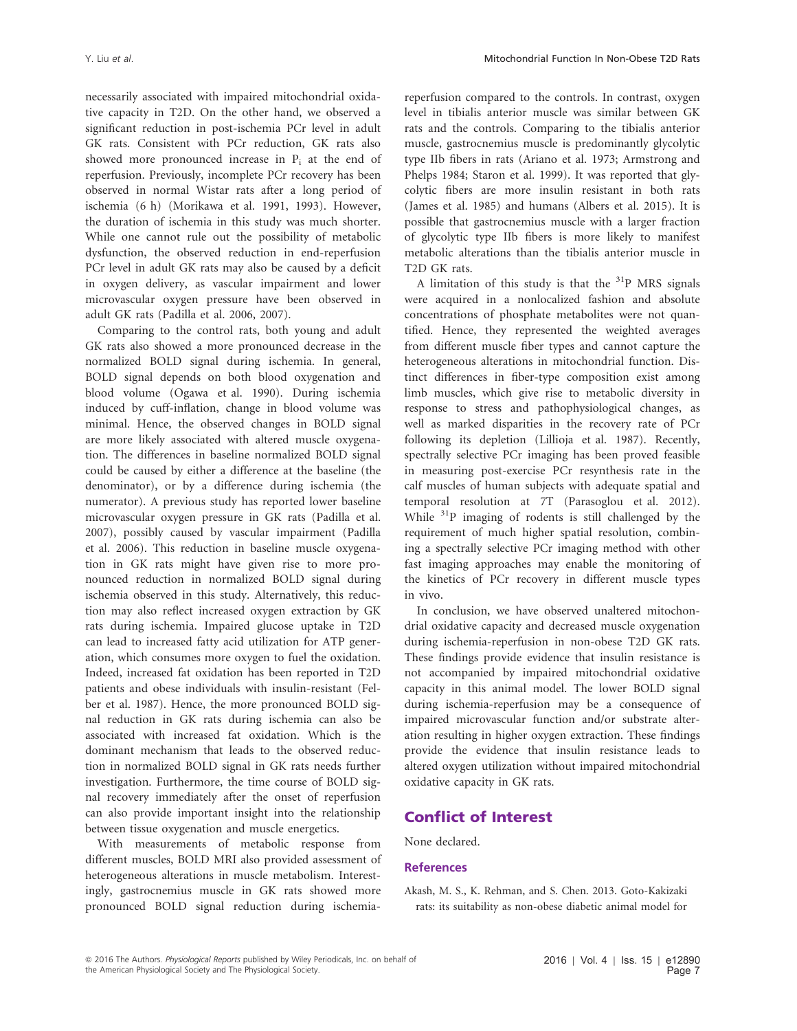necessarily associated with impaired mitochondrial oxidative capacity in T2D. On the other hand, we observed a significant reduction in post-ischemia PCr level in adult GK rats. Consistent with PCr reduction, GK rats also showed more pronounced increase in $P_i$ at the end of reperfusion. Previously, incomplete PCr recovery has been observed in normal Wistar rats after a long period of ischemia (6 h) (Morikawa et al. 1991, 1993). However, the duration of ischemia in this study was much shorter. While one cannot rule out the possibility of metabolic dysfunction, the observed reduction in end-reperfusion PCr level in adult GK rats may also be caused by a deficit in oxygen delivery, as vascular impairment and lower microvascular oxygen pressure have been observed in adult GK rats (Padilla et al. 2006, 2007).

Comparing to the control rats, both young and adult GK rats also showed a more pronounced decrease in the normalized BOLD signal during ischemia. In general, BOLD signal depends on both blood oxygenation and blood volume (Ogawa et al. 1990). During ischemia induced by cuff-inflation, change in blood volume was minimal. Hence, the observed changes in BOLD signal are more likely associated with altered muscle oxygenation. The differences in baseline normalized BOLD signal could be caused by either a difference at the baseline (the denominator), or by a difference during ischemia (the numerator). A previous study has reported lower baseline microvascular oxygen pressure in GK rats (Padilla et al. 2007), possibly caused by vascular impairment (Padilla et al. 2006). This reduction in baseline muscle oxygenation in GK rats might have given rise to more pronounced reduction in normalized BOLD signal during ischemia observed in this study. Alternatively, this reduction may also reflect increased oxygen extraction by GK rats during ischemia. Impaired glucose uptake in T2D can lead to increased fatty acid utilization for ATP generation, which consumes more oxygen to fuel the oxidation. Indeed, increased fat oxidation has been reported in T2D patients and obese individuals with insulin-resistant (Felber et al. 1987). Hence, the more pronounced BOLD signal reduction in GK rats during ischemia can also be associated with increased fat oxidation. Which is the dominant mechanism that leads to the observed reduction in normalized BOLD signal in GK rats needs further investigation. Furthermore, the time course of BOLD signal recovery immediately after the onset of reperfusion can also provide important insight into the relationship between tissue oxygenation and muscle energetics.

With measurements of metabolic response from different muscles, BOLD MRI also provided assessment of heterogeneous alterations in muscle metabolism. Interestingly, gastrocnemius muscle in GK rats showed more pronounced BOLD signal reduction during ischemia-reperfusion compared to the controls. In contrast, oxygen level in tibialis anterior muscle was similar between GK rats and the controls. Comparing to the tibialis anterior muscle, gastrocnemius muscle is predominantly glycolytic type IIb fibers in rats (Ariano et al. 1973; Armstrong and Phelps 1984; Staron et al. 1999). It was reported that glycolytic fibers are more insulin resistant in both rats (James et al. 1985) and humans (Albers et al. 2015). It is possible that gastrocnemius muscle with a larger fraction of glycolytic type IIb fibers is more likely to manifest metabolic alterations than the tibialis anterior muscle in T2D GK rats.

A limitation of this study is that the $^{31}$P MRS signals were acquired in a nonlocalized fashion and absolute concentrations of phosphate metabolites were not quantified. Hence, they represented the weighted averages from different muscle fiber types and cannot capture the heterogeneous alterations in mitochondrial function. Distinct differences in fiber-type composition exist among limb muscles, which give rise to metabolic diversity in response to stress and pathophysiological changes, as well as marked disparities in the recovery rate of PCr following its depletion (Lillioja et al. 1987). Recently, spectrally selective PCr imaging has been proved feasible in measuring post-exercise PCr resynthesis rate in the calf muscles of human subjects with adequate spatial and temporal resolution at 7T (Parasoglou et al. 2012). While $^{31}$P imaging of rodents is still challenged by the requirement of much higher spatial resolution, combining a spectrally selective PCr imaging method with other fast imaging approaches may enable the monitoring of the kinetics of PCr recovery in different muscle types in vivo.

In conclusion, we have observed unaltered mitochondrial oxidative capacity and decreased muscle oxygenation during ischemia-reperfusion in non-obese T2D GK rats. These findings provide evidence that insulin resistance is not accompanied by impaired mitochondrial oxidative capacity in this animal model. The lower BOLD signal during ischemia-reperfusion may be a consequence of impaired microvascular function and/or substrate alteration resulting in higher oxygen extraction. These findings provide the evidence that insulin resistance leads to altered oxygen utilization without impaired mitochondrial oxidative capacity in GK rats.

## Conflict of Interest

None declared.

### References

Akash, M. S., K. Rehman, and S. Chen. 2013. Goto-Kakizaki rats: its suitability as non-obese diabetic animal model for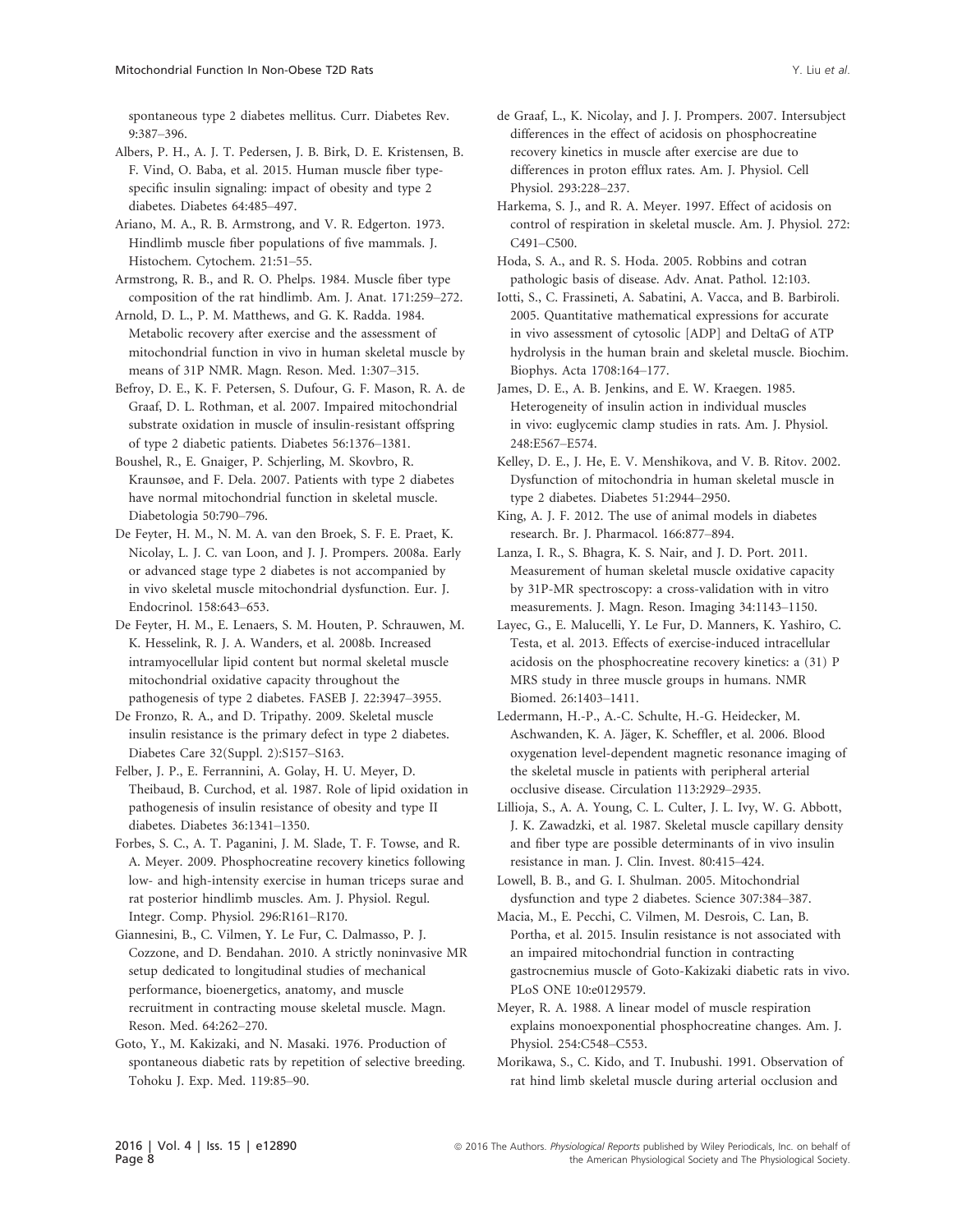spontaneous type 2 diabetes mellitus. Curr. Diabetes Rev. 9:387–396.

Albers, P. H., A. J. T. Pedersen, J. B. Birk, D. E. Kristensen, B. F. Vind, O. Baba, et al. 2015. Human muscle fiber type-specific insulin signaling: impact of obesity and type 2 diabetes. Diabetes 64:485–497.

Ariano, M. A., R. B. Armstrong, and V. R. Edgerton. 1973. Hindlimb muscle fiber populations of five mammals. J. Histochem. Cytochem. 21:51–55.

Armstrong, R. B., and R. O. Phelps. 1984. Muscle fiber type composition of the rat hindlimb. Am. J. Anat. 171:259–272.

Arnold, D. L., P. M. Matthews, and G. K. Radda. 1984. Metabolic recovery after exercise and the assessment of mitochondrial function in vivo in human skeletal muscle by means of 31P NMR. Magn. Reson. Med. 1:307–315.

Befroy, D. E., K. F. Petersen, S. Dufour, G. F. Mason, R. A. de Graaf, D. L. Rothman, et al. 2007. Impaired mitochondrial substrate oxidation in muscle of insulin-resistant offspring of type 2 diabetic patients. Diabetes 56:1376–1381.

Boushel, R., E. Gnaiger, P. Schjerling, M. Skovbro, R. Kraunsøe, and F. Dela. 2007. Patients with type 2 diabetes have normal mitochondrial function in skeletal muscle. Diabetologia 50:790–796.

De Feyter, H. M., N. M. A. van den Broek, S. F. E. Praet, K. Nicolay, L. J. C. van Loon, and J. J. Prompers. 2008a. Early or advanced stage type 2 diabetes is not accompanied by in vivo skeletal muscle mitochondrial dysfunction. Eur. J. Endocrinol. 158:643–653.

De Feyter, H. M., E. Lenaers, S. M. Houten, P. Schrauwen, M. K. Hesselink, R. J. A. Wanders, et al. 2008b. Increased intramyocellular lipid content but normal skeletal muscle mitochondrial oxidative capacity throughout the pathogenesis of type 2 diabetes. FASEB J. 22:3947–3955.

De Fronzo, R. A., and D. Tripathy. 2009. Skeletal muscle insulin resistance is the primary defect in type 2 diabetes. Diabetes Care 32(Suppl. 2):S157–S163.

Felber, J. P., E. Ferrannini, A. Golay, H. U. Meyer, D. Theibaud, B. Curchod, et al. 1987. Role of lipid oxidation in pathogenesis of insulin resistance of obesity and type II diabetes. Diabetes 36:1341–1350.

Forbes, S. C., A. T. Paganini, J. M. Slade, T. F. Towse, and R. A. Meyer. 2009. Phosphocreatine recovery kinetics following low- and high-intensity exercise in human triceps surae and rat posterior hindlimb muscles. Am. J. Physiol. Regul. Integr. Comp. Physiol. 296:R161–R170.

Giannesini, B., C. Vilmen, Y. Le Fur, C. Dalmasso, P. J. Cozzone, and D. Bendahan. 2010. A strictly noninvasive MR setup dedicated to longitudinal studies of mechanical performance, bioenergetics, anatomy, and muscle recruitment in contracting mouse skeletal muscle. Magn. Reson. Med. 64:262–270.

Goto, Y., M. Kakizaki, and N. Masaki. 1976. Production of spontaneous diabetic rats by repetition of selective breeding. Tohoku J. Exp. Med. 119:85–90.

de Graaf, L., K. Nicolay, and J. J. Prompers. 2007. Intersubject differences in the effect of acidosis on phosphocreatine recovery kinetics in muscle after exercise are due to differences in proton efflux rates. Am. J. Physiol. Cell Physiol. 293:228–237.

Harkema, S. J., and R. A. Meyer. 1997. Effect of acidosis on control of respiration in skeletal muscle. Am. J. Physiol. 272: C491–C500.

Hoda, S. A., and R. S. Hoda. 2005. Robbins and cotran pathologic basis of disease. Adv. Anat. Pathol. 12:103.

Iotti, S., C. Frassineti, A. Sabatini, A. Vacca, and B. Barbiroli. 2005. Quantitative mathematical expressions for accurate in vivo assessment of cytosolic [ADP] and DeltaG of ATP hydrolysis in the human brain and skeletal muscle. Biochim. Biophys. Acta 1708:164–177.

James, D. E., A. B. Jenkins, and E. W. Kraegen. 1985. Heterogeneity of insulin action in individual muscles in vivo: euglycemic clamp studies in rats. Am. J. Physiol. 248:E567–E574.

Kelley, D. E., J. He, E. V. Menshikova, and V. B. Ritov. 2002. Dysfunction of mitochondria in human skeletal muscle in type 2 diabetes. Diabetes 51:2944–2950.

King, A. J. F. 2012. The use of animal models in diabetes research. Br. J. Pharmacol. 166:877–894.

Lanza, I. R., S. Bhagra, K. S. Nair, and J. D. Port. 2011. Measurement of human skeletal muscle oxidative capacity by 31P-MR spectroscopy: a cross-validation with in vitro measurements. J. Magn. Reson. Imaging 34:1143–1150.

Layec, G., E. Malucelli, Y. Le Fur, D. Manners, K. Yashiro, C. Testa, et al. 2013. Effects of exercise-induced intracellular acidosis on the phosphocreatine recovery kinetics: a (31) P MRS study in three muscle groups in humans. NMR Biomed. 26:1403–1411.

Ledermann, H.-P., A.-C. Schulte, H.-G. Heidecker, M. Aschwanden, K. A. Jäger, K. Scheffler, et al. 2006. Blood oxygenation level-dependent magnetic resonance imaging of the skeletal muscle in patients with peripheral arterial occlusive disease. Circulation 113:2929–2935.

Lillioja, S., A. A. Young, C. L. Culter, J. L. Ivy, W. G. Abbott, J. K. Zawadzki, et al. 1987. Skeletal muscle capillary density and fiber type are possible determinants of in vivo insulin resistance in man. J. Clin. Invest. 80:415–424.

Lowell, B. B., and G. I. Shulman. 2005. Mitochondrial dysfunction and type 2 diabetes. Science 307:384–387.

Macia, M., E. Pecchi, C. Vilmen, M. Desrois, C. Lan, B. Portha, et al. 2015. Insulin resistance is not associated with an impaired mitochondrial function in contracting gastrocnemius muscle of Goto-Kakizaki diabetic rats in vivo. PLoS ONE 10:e0129579.

Meyer, R. A. 1988. A linear model of muscle respiration explains monoexponential phosphocreatine changes. Am. J. Physiol. 254:C548–C553.

Morikawa, S., C. Kido, and T. Inubushi. 1991. Observation of rat hind limb skeletal muscle during arterial occlusion and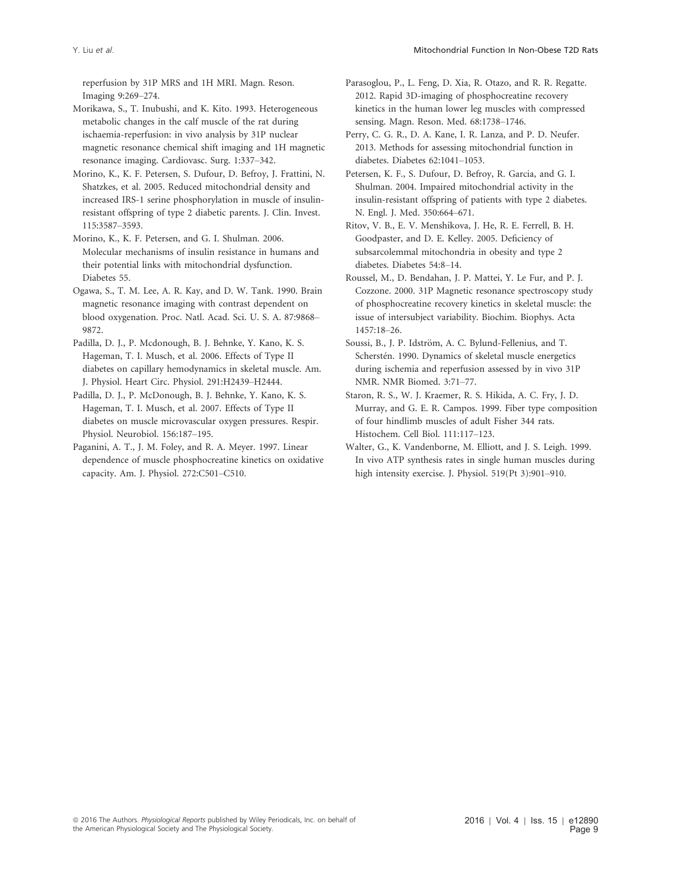reperfusion by 31P MRS and 1H MRI. Magn. Reson. Imaging 9:269–274.

Morikawa, S., T. Inubushi, and K. Kito. 1993. Heterogeneous metabolic changes in the calf muscle of the rat during ischaemia-reperfusion: in vivo analysis by 31P nuclear magnetic resonance chemical shift imaging and 1H magnetic resonance imaging. Cardiovasc. Surg. 1:337–342.

Morino, K., K. F. Petersen, S. Dufour, D. Befroy, J. Frattini, N. Shatzkes, et al. 2005. Reduced mitochondrial density and increased IRS-1 serine phosphorylation in muscle of insulin-resistant offspring of type 2 diabetic parents. J. Clin. Invest. 115:3587–3593.

Morino, K., K. F. Petersen, and G. I. Shulman. 2006. Molecular mechanisms of insulin resistance in humans and their potential links with mitochondrial dysfunction. Diabetes 55.

Ogawa, S., T. M. Lee, A. R. Kay, and D. W. Tank. 1990. Brain magnetic resonance imaging with contrast dependent on blood oxygenation. Proc. Natl. Acad. Sci. U. S. A. 87:9868–9872.

Padilla, D. J., P. Mcdonough, B. J. Behnke, Y. Kano, K. S. Hageman, T. I. Musch, et al. 2006. Effects of Type II diabetes on capillary hemodynamics in skeletal muscle. Am. J. Physiol. Heart Circ. Physiol. 291:H2439–H2444.

Padilla, D. J., P. McDonough, B. J. Behnke, Y. Kano, K. S. Hageman, T. I. Musch, et al. 2007. Effects of Type II diabetes on muscle microvascular oxygen pressures. Respir. Physiol. Neurobiol. 156:187–195.

Paganini, A. T., J. M. Foley, and R. A. Meyer. 1997. Linear dependence of muscle phosphocreatine kinetics on oxidative capacity. Am. J. Physiol. 272:C501–C510.

Parasoglou, P., L. Feng, D. Xia, R. Otazo, and R. R. Regatte. 2012. Rapid 3D-imaging of phosphocreatine recovery kinetics in the human lower leg muscles with compressed sensing. Magn. Reson. Med. 68:1738–1746.

Perry, C. G. R., D. A. Kane, I. R. Lanza, and P. D. Neufer. 2013. Methods for assessing mitochondrial function in diabetes. Diabetes 62:1041–1053.

Petersen, K. F., S. Dufour, D. Befroy, R. Garcia, and G. I. Shulman. 2004. Impaired mitochondrial activity in the insulin-resistant offspring of patients with type 2 diabetes. N. Engl. J. Med. 350:664–671.

Ritov, V. B., E. V. Menshikova, J. He, R. E. Ferrell, B. H. Goodpaster, and D. E. Kelley. 2005. Deficiency of subsarcolemmal mitochondria in obesity and type 2 diabetes. Diabetes 54:8–14.

Roussel, M., D. Bendahan, J. P. Mattei, Y. Le Fur, and P. J. Cozzone. 2000. 31P Magnetic resonance spectroscopy study of phosphocreatine recovery kinetics in skeletal muscle: the issue of intersubject variability. Biochim. Biophys. Acta 1457:18–26.

Soussi, B., J. P. Idström, A. C. Bylund-Fellenius, and T. Scherstén. 1990. Dynamics of skeletal muscle energetics during ischemia and reperfusion assessed by in vivo 31P NMR. NMR Biomed. 3:71–77.

Staron, R. S., W. J. Kraemer, R. S. Hikida, A. C. Fry, J. D. Murray, and G. E. R. Campos. 1999. Fiber type composition of four hindlimb muscles of adult Fisher 344 rats. Histochem. Cell Biol. 111:117–123.

Walter, G., K. Vandenborne, M. Elliott, and J. S. Leigh. 1999. In vivo ATP synthesis rates in single human muscles during high intensity exercise. J. Physiol. 519(Pt 3):901–910.